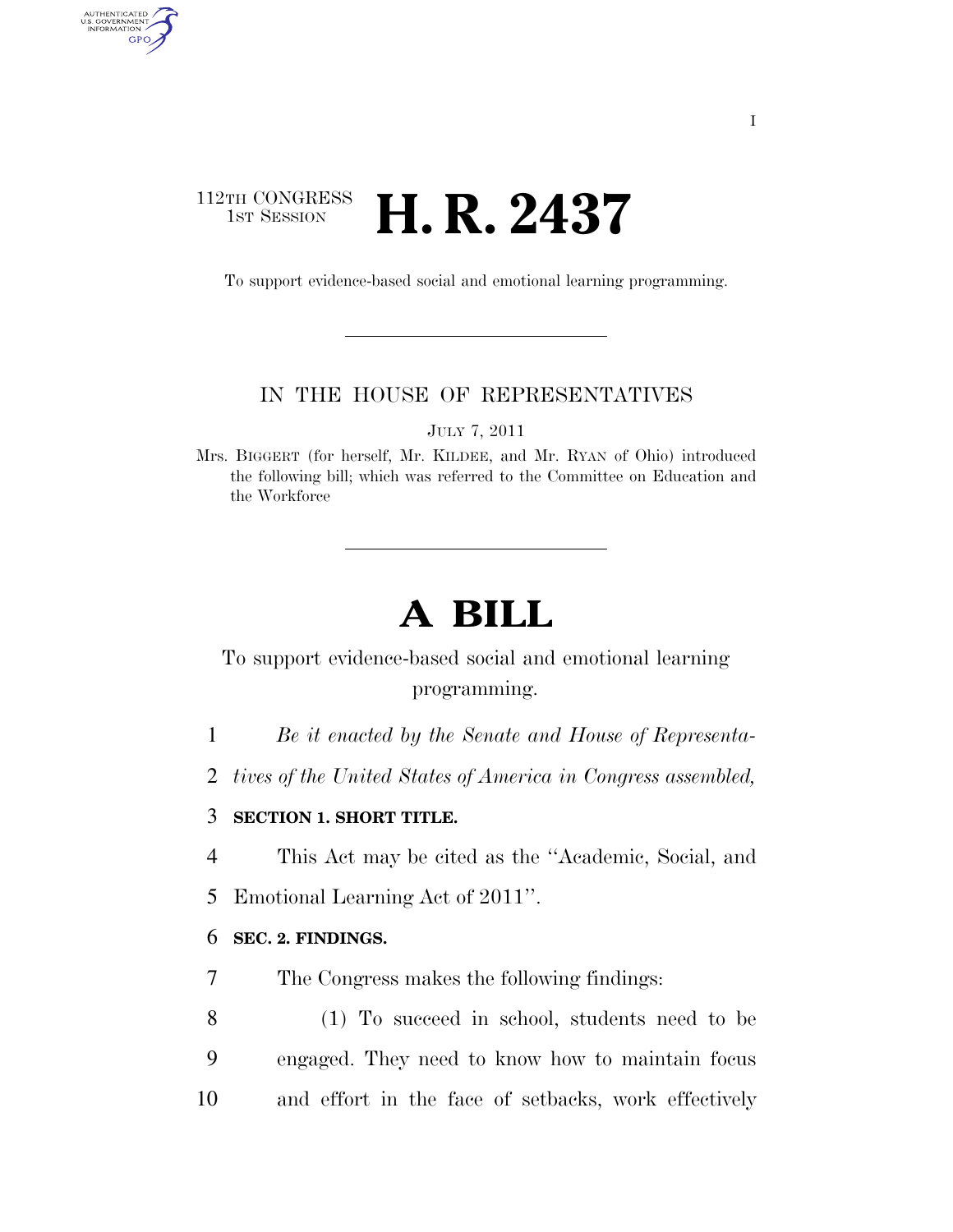112TH CONGRESS
1ST SESSION

# H. R. 2437

To support evidence-based social and emotional learning programming.

IN THE HOUSE OF REPRESENTATIVES

JULY 7, 2011

Mrs. BIGGERT (for herself, Mr. KILDEE, and Mr. RYAN of Ohio) introduced the following bill; which was referred to the Committee on Education and the Workforce

# A BILL

To support evidence-based social and emotional learning programming.

1 *Be it enacted by the Senate and House of Representa-*
2 *tives of the United States of America in Congress assembled,*

3 **SECTION 1. SHORT TITLE.**

4 This Act may be cited as the ''Academic, Social, and
5 Emotional Learning Act of 2011''.

6 **SEC. 2. FINDINGS.**

7 The Congress makes the following findings:

8 (1) To succeed in school, students need to be
9 engaged. They need to know how to maintain focus
10 and effort in the face of setbacks, work effectively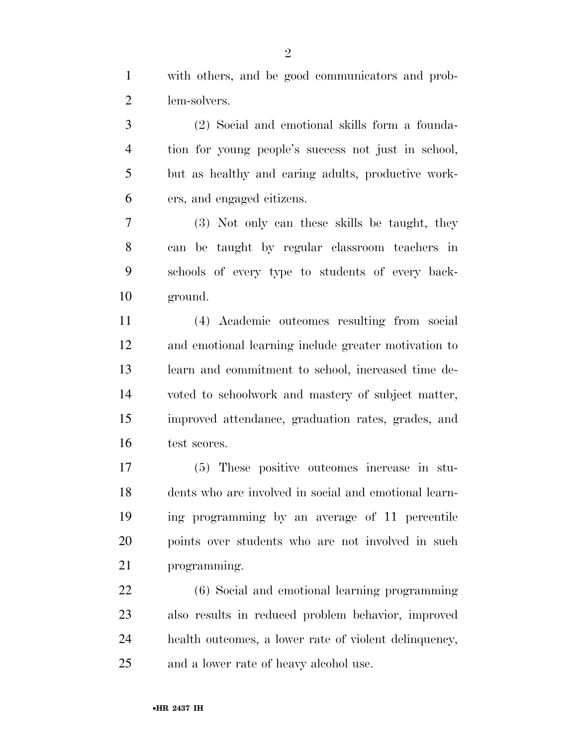with others, and be good communicators and problem-solvers.

(2) Social and emotional skills form a foundation for young people's success not just in school, but as healthy and caring adults, productive workers, and engaged citizens.

(3) Not only can these skills be taught, they can be taught by regular classroom teachers in schools of every type to students of every background.

(4) Academic outcomes resulting from social and emotional learning include greater motivation to learn and commitment to school, increased time devoted to schoolwork and mastery of subject matter, improved attendance, graduation rates, grades, and test scores.

(5) These positive outcomes increase in students who are involved in social and emotional learning programming by an average of 11 percentile points over students who are not involved in such programming.

(6) Social and emotional learning programming also results in reduced problem behavior, improved health outcomes, a lower rate of violent delinquency, and a lower rate of heavy alcohol use.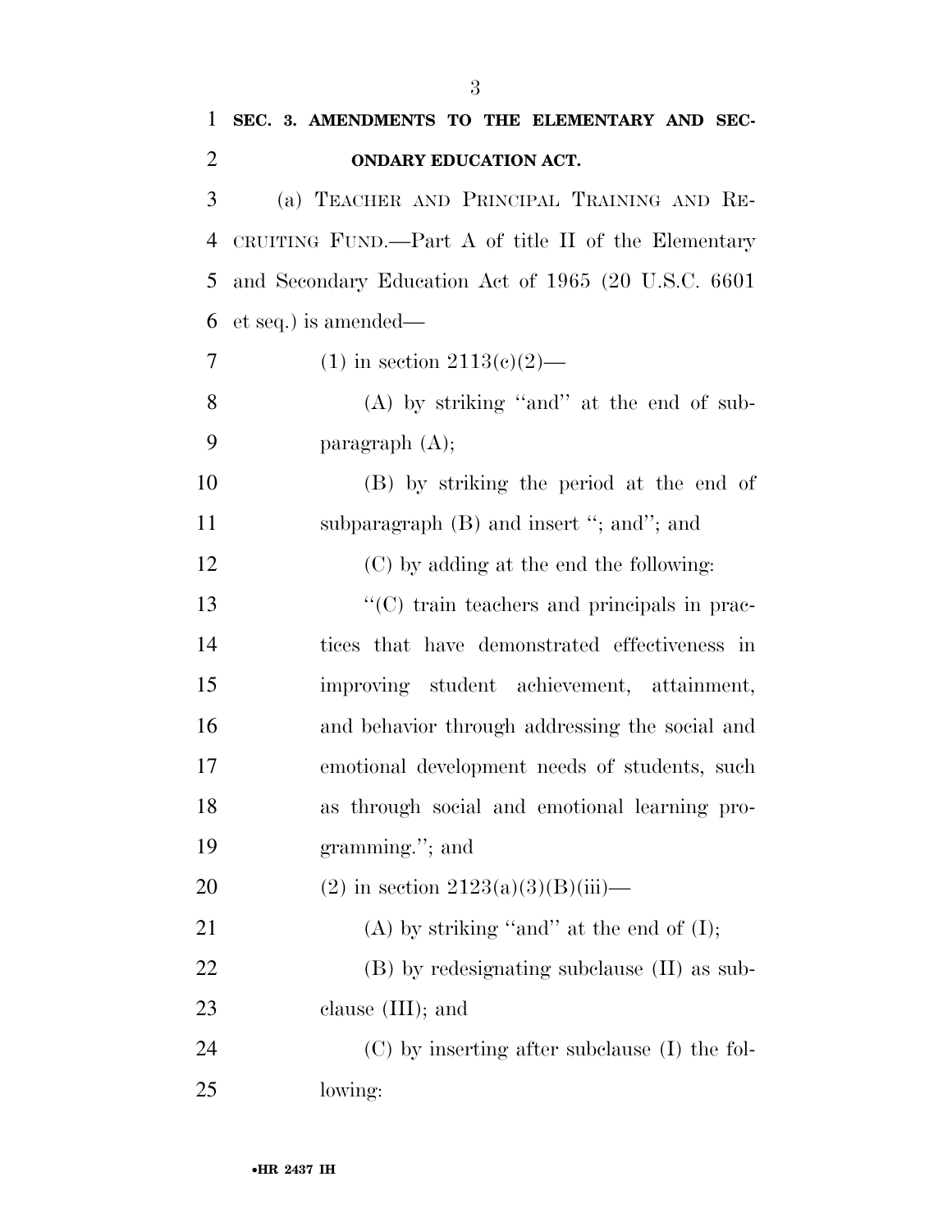**SEC. 3. AMENDMENTS TO THE ELEMENTARY AND SECONDARY EDUCATION ACT.**

(a) TEACHER AND PRINCIPAL TRAINING AND RECRUITING FUND.—Part A of title II of the Elementary and Secondary Education Act of 1965 (20 U.S.C. 6601 et seq.) is amended—

(1) in section 2113(c)(2)—

(A) by striking "and" at the end of subparagraph (A);

(B) by striking the period at the end of subparagraph (B) and insert "; and"; and

(C) by adding at the end the following:

"(C) train teachers and principals in practices that have demonstrated effectiveness in improving student achievement, attainment, and behavior through addressing the social and emotional development needs of students, such as through social and emotional learning programming."; and

(2) in section 2123(a)(3)(B)(iii)—

(A) by striking "and" at the end of (I);

(B) by redesignating subclause (II) as subclause (III); and

(C) by inserting after subclause (I) the following: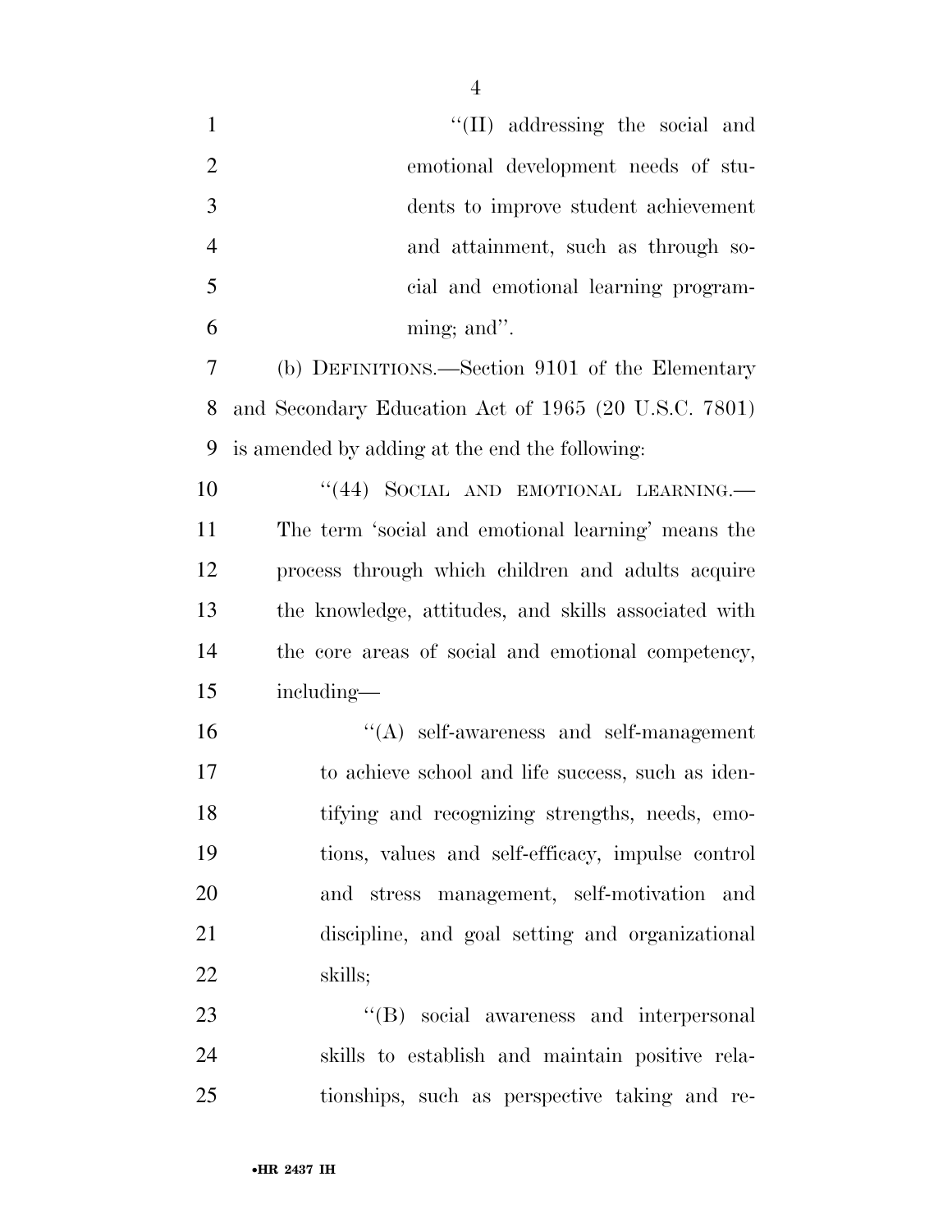"(II) addressing the social and emotional development needs of students to improve student achievement and attainment, such as through social and emotional learning programming; and".

(b) DEFINITIONS.—Section 9101 of the Elementary and Secondary Education Act of 1965 (20 U.S.C. 7801) is amended by adding at the end the following:

"(44) SOCIAL AND EMOTIONAL LEARNING.— The term 'social and emotional learning' means the process through which children and adults acquire the knowledge, attitudes, and skills associated with the core areas of social and emotional competency, including—

"(A) self-awareness and self-management to achieve school and life success, such as identifying and recognizing strengths, needs, emotions, values and self-efficacy, impulse control and stress management, self-motivation and discipline, and goal setting and organizational skills;

"(B) social awareness and interpersonal skills to establish and maintain positive relationships, such as perspective taking and re-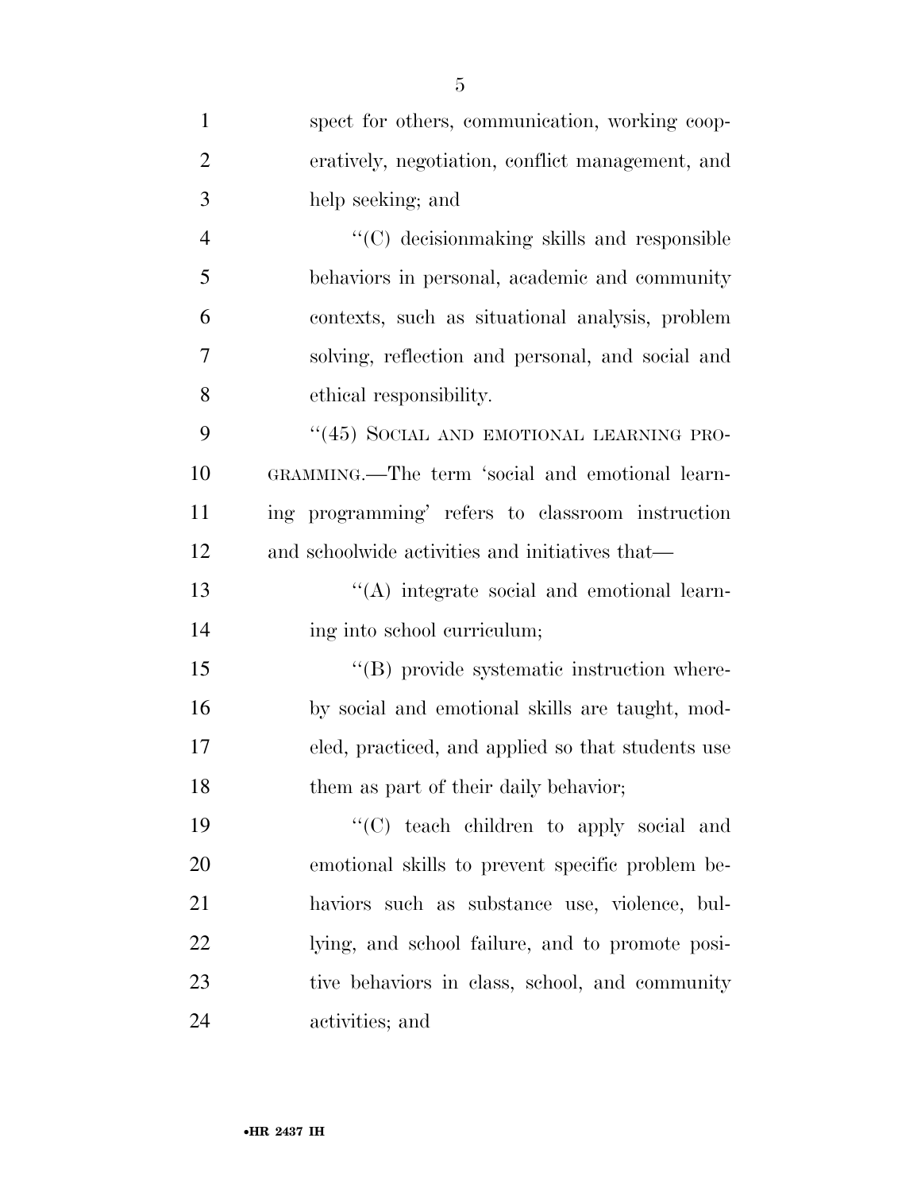spect for others, communication, working cooperatively, negotiation, conflict management, and help seeking; and

"(C) decisionmaking skills and responsible behaviors in personal, academic and community contexts, such as situational analysis, problem solving, reflection and personal, and social and ethical responsibility.

"(45) SOCIAL AND EMOTIONAL LEARNING PROGRAMMING.—The term 'social and emotional learning programming' refers to classroom instruction and schoolwide activities and initiatives that—

"(A) integrate social and emotional learning into school curriculum;

"(B) provide systematic instruction whereby social and emotional skills are taught, modeled, practiced, and applied so that students use them as part of their daily behavior;

"(C) teach children to apply social and emotional skills to prevent specific problem behaviors such as substance use, violence, bullying, and school failure, and to promote positive behaviors in class, school, and community activities; and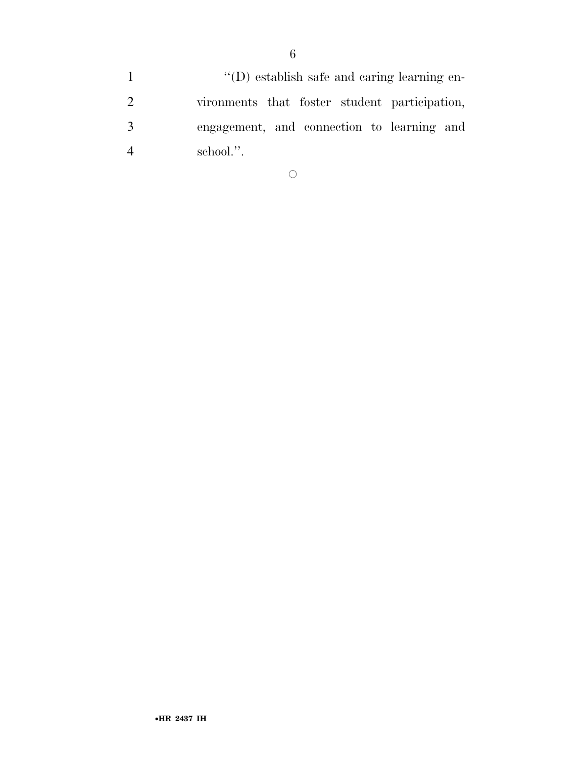"(D) establish safe and caring learning environments that foster student participation, engagement, and connection to learning and school.".

○